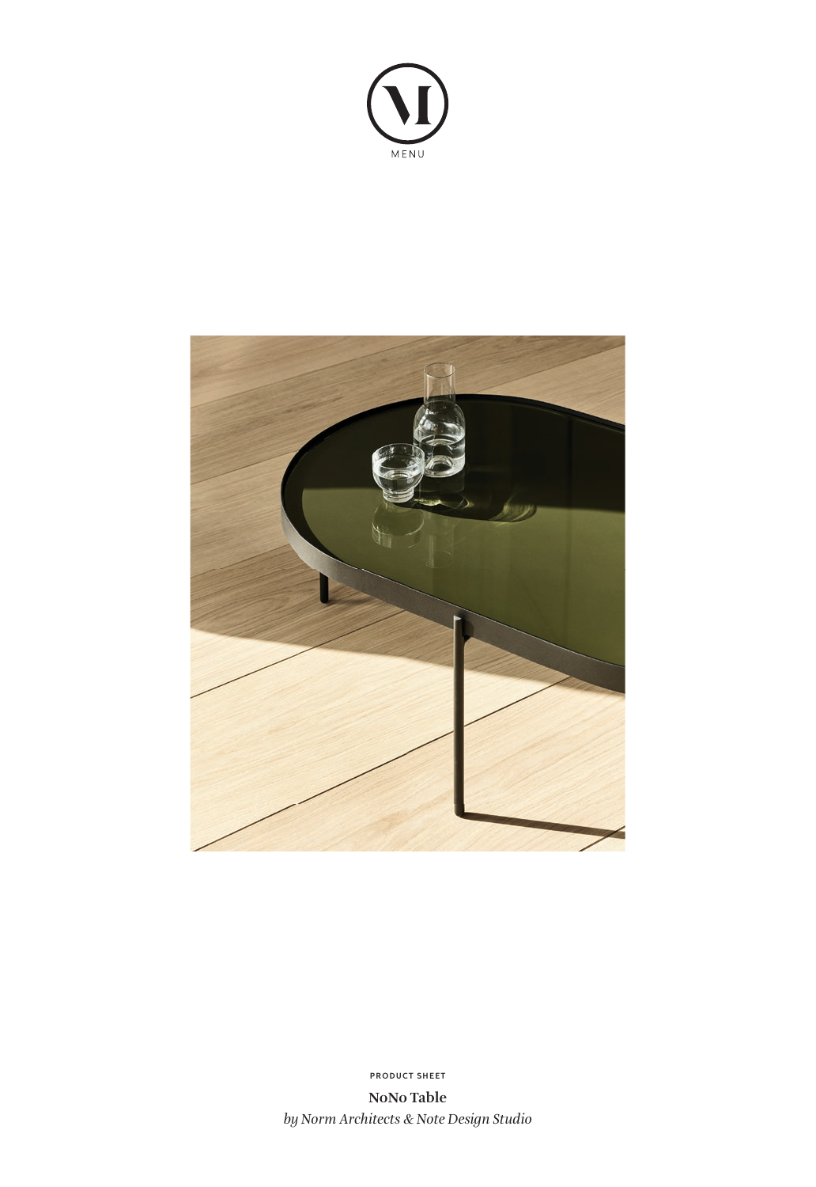MENU

PRODUCT SHEET

**NoNo Table**

*by Norm Architects & Note Design Studio*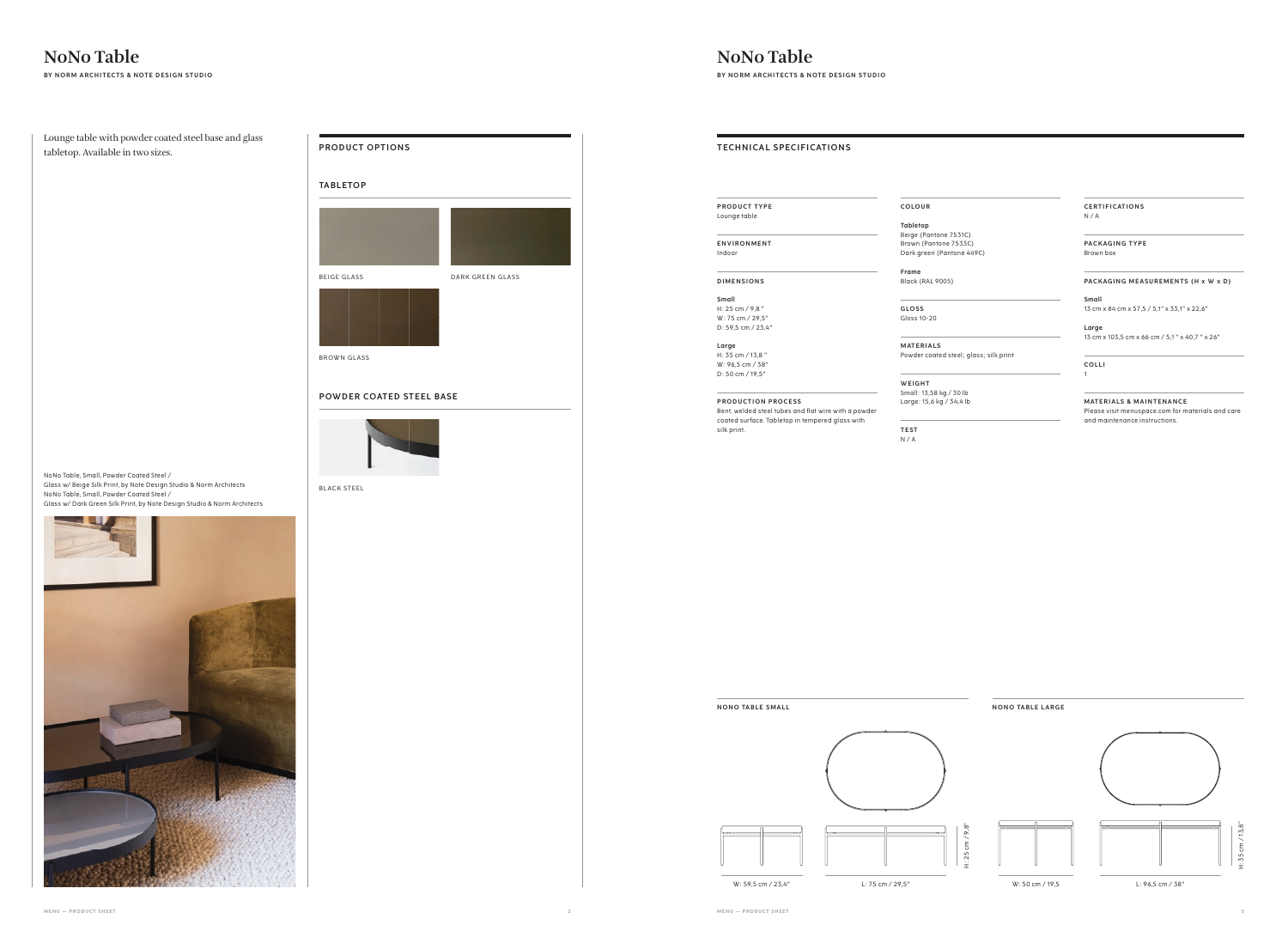# NoNo Table

**BY NORM ARCHITECTS & NOTE DESIGN STUDIO**

Lounge table with powder coated steel base and glass tabletop. Available in two sizes.

NoNo Table, Small, Powder Coated Steel / Glass w/ Beige Silk Print, by Note Design Studio & Norm Architects
NoNo Table, Small, Powder Coated Steel / Glass w/ Dark Green Silk Print, by Note Design Studio & Norm Architects

## PRODUCT OPTIONS

### TABLETOP

BEIGE GLASS

DARK GREEN GLASS

BROWN GLASS

### POWDER COATED STEEL BASE

BLACK STEEL

# NoNo Table

**BY NORM ARCHITECTS & NOTE DESIGN STUDIO**

## TECHNICAL SPECIFICATIONS

**PRODUCT TYPE**
Lounge table

**ENVIRONMENT**
Indoor

**DIMENSIONS**

**Small**
H: 25 cm / 9,8 "
W: 75 cm / 29,5"
D: 59,5 cm / 23,4"

**Large**
H: 35 cm / 13,8 "
W: 96,5 cm / 38"
D: 50 cm / 19,5"

**PRODUCTION PROCESS**
Bent, welded steel tubes and flat wire with a powder coated surface. Tabletop in tempered glass with silk print.

**COLOUR**

**Tabletop**
Beige (Pantone 7531C)
Brown (Pantone 7533C)
Dark green (Pantone 449C)

**Frame**
Black (RAL 9005)

**GLOSS**
Gloss 10-20

**MATERIALS**
Powder coated steel; glass; silk print

**WEIGHT**
Small: 13,58 kg / 30 lb
Large: 15,6 kg / 34,4 lb

**TEST**
N / A

**CERTIFICATIONS**
N / A

**PACKAGING TYPE**
Brown box

**PACKAGING MEASUREMENTS (H x W x D)**

**Small**
13 cm x 84 cm x 57,5 / 5,1" x 33,1" x 22,6"

**Large**
13 cm x 103,5 cm x 66 cm / 5,1 " x 40,7 " x 26"

**COLLI**
1

**MATERIALS & MAINTENANCE**
Please visit menuspace.com for materials and care and maintenance instructions.

**NONO TABLE SMALL**

W: 59,5 cm / 23,4"
L: 75 cm / 29,5"
H: 25 cm / 9,8"

**NONO TABLE LARGE**

W: 50 cm / 19,5
L: 96,5 cm / 38"
H: 35 cm / 13,8"